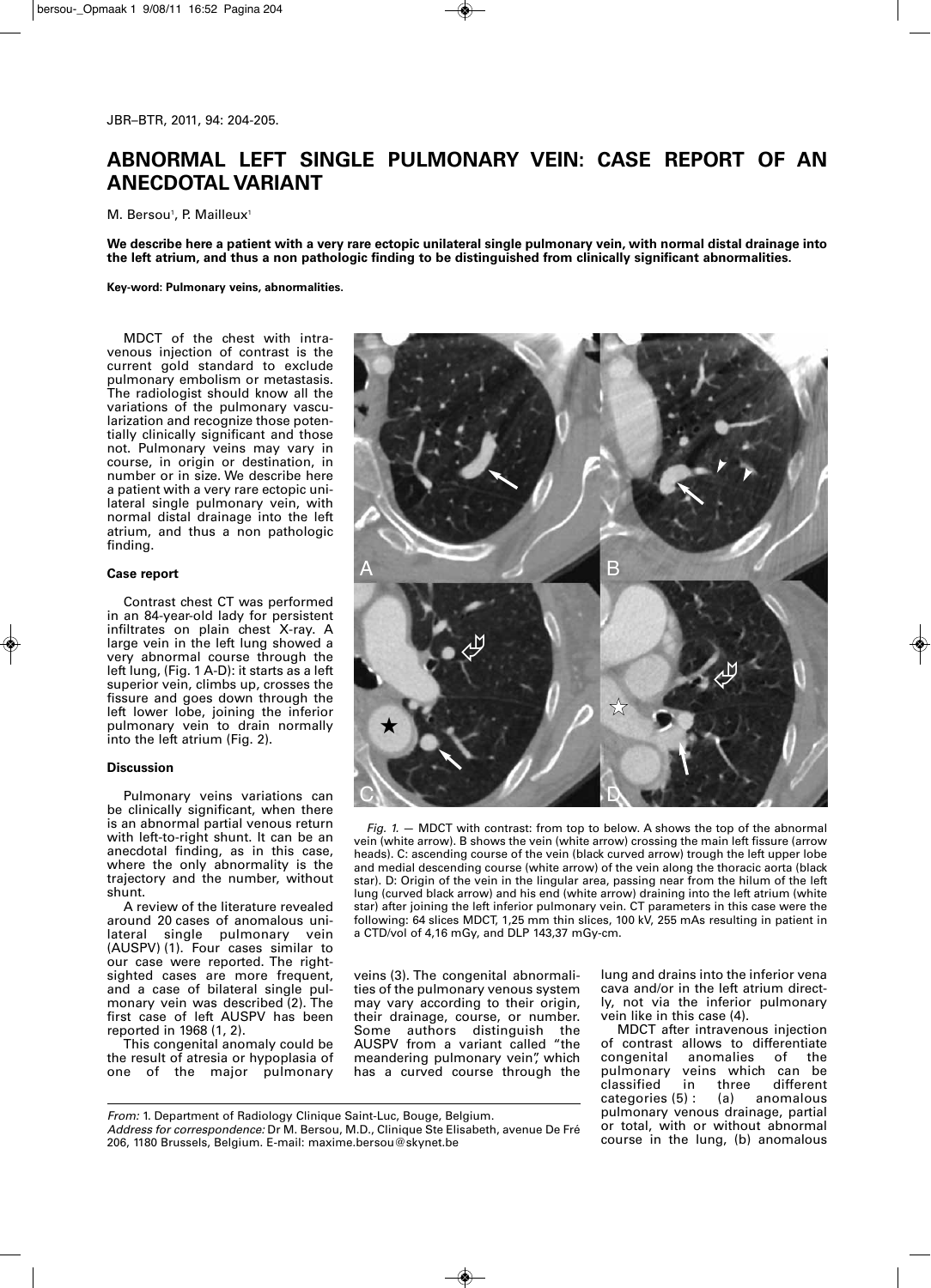# ABNORMAL LEFT SINGLE PULMONARY VEIN: CASE REPORT OF AN ANECDOTAL VARIANT

M. Bersou[1], P. Mailleux[1]

**We describe here a patient with a very rare ectopic unilateral single pulmonary vein, with normal distal drainage into the left atrium, and thus a non pathologic finding to be distinguished from clinically significant abnormalities.**

**Key-word: Pulmonary veins, abnormalities.**

MDCT of the chest with intravenous injection of contrast is the current gold standard to exclude pulmonary embolism or metastasis. The radiologist should know all the variations of the pulmonary vascularization and recognize those potentially clinically significant and those not. Pulmonary veins may vary in course, in origin or destination, in number or in size. We describe here a patient with a very rare ectopic unilateral single pulmonary vein, with normal distal drainage into the left atrium, and thus a non pathologic finding.

### Case report

Contrast chest CT was performed in an 84-year-old lady for persistent infiltrates on plain chest X-ray. A large vein in the left lung showed a very abnormal course through the left lung, (Fig. 1 A-D): it starts as a left superior vein, climbs up, crosses the fissure and goes down through the left lower lobe, joining the inferior pulmonary vein to drain normally into the left atrium (Fig. 2).

*Fig. 1.* — MDCT with contrast: from top to below. A shows the top of the abnormal vein (white arrow). B shows the vein (white arrow) crossing the main left fissure (arrow heads). C: ascending course of the vein (black curved arrow) trough the left upper lobe and medial descending course (white arrow) of the vein along the thoracic aorta (black star). D: Origin of the vein in the lingular area, passing near from the hilum of the left lung (curved black arrow) and his end (white arrow) draining into the left atrium (white star) after joining the left inferior pulmonary vein. CT parameters in this case were the following: 64 slices MDCT, 1,25 mm thin slices, 100 kV, 255 mAs resulting in patient in a CTD/vol of 4,16 mGy, and DLP 143,37 mGy-cm.

### Discussion

Pulmonary veins variations can be clinically significant, when there is an abnormal partial venous return with left-to-right shunt. It can be an anecdotal finding, as in this case, where the only abnormality is the trajectory and the number, without shunt.

A review of the literature revealed around 20 cases of anomalous unilateral single pulmonary vein (AUSPV) (1). Four cases similar to our case were reported. The right-sighted cases are more frequent, and a case of bilateral single pulmonary vein was described (2). The first case of left AUSPV has been reported in 1968 (1, 2).

This congenital anomaly could be the result of atresia or hypoplasia of one of the major pulmonary veins (3). The congenital abnormalities of the pulmonary venous system may vary according to their origin, their drainage, course, or number. Some authors distinguish the AUSPV from a variant called "the meandering pulmonary vein", which has a curved course through the lung and drains into the inferior vena cava and/or in the left atrium directly, not via the inferior pulmonary vein like in this case (4).

MDCT after intravenous injection of contrast allows to differentiate congenital anomalies of the pulmonary veins which can be classified in three different categories (5) : (a) anomalous pulmonary venous drainage, partial or total, with or without abnormal course in the lung, (b) anomalous

*From:* 1. Department of Radiology Clinique Saint-Luc, Bouge, Belgium.
*Address for correspondence:* Dr M. Bersou, M.D., Clinique Ste Elisabeth, avenue De Fré 206, 1180 Brussels, Belgium. E-mail: maxime.bersou@skynet.be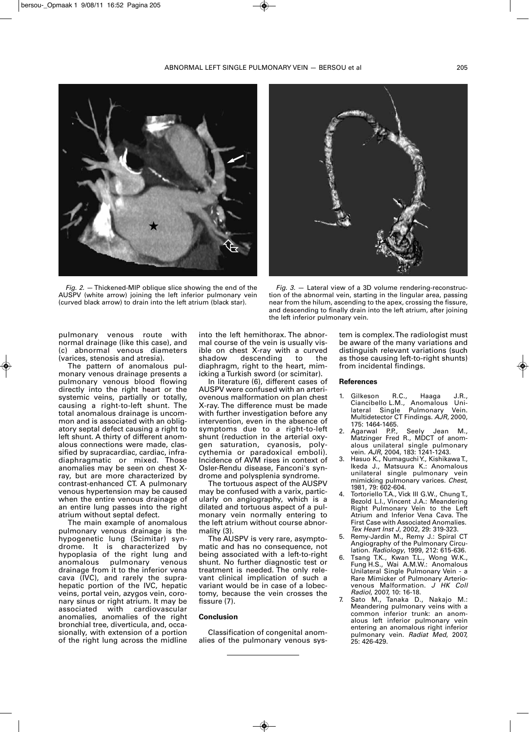*Fig. 2.* — Thickened-MIP oblique slice showing the end of the AUSPV (white arrow) joining the left inferior pulmonary vein (curved black arrow) to drain into the left atrium (black star).

*Fig. 3.* — Lateral view of a 3D volume rendering-reconstruction of the abnormal vein, starting in the lingular area, passing near from the hilum, ascending to the apex, crossing the fissure, and descending to finally drain into the left atrium, after joining the left inferior pulmonary vein.

pulmonary venous route with normal drainage (like this case), and (c) abnormal venous diameters (varices, stenosis and atresia).

The pattern of anomalous pulmonary venous drainage presents a pulmonary venous blood flowing directly into the right heart or the systemic veins, partially or totally, causing a right-to-left shunt. The total anomalous drainage is uncommon and is associated with an obligatory septal defect causing a right to left shunt. A thirty of different anomalous connections were made, classified by supracardiac, cardiac, infradiaphragmatic or mixed. Those anomalies may be seen on chest X-ray, but are more characterized by contrast-enhanced CT. A pulmonary venous hypertension may be caused when the entire venous drainage of an entire lung passes into the right atrium without septal defect.

The main example of anomalous pulmonary venous drainage is the hypogenetic lung (Scimitar) syndrome. It is characterized by hypoplasia of the right lung and anomalous pulmonary venous drainage from it to the inferior vena cava (IVC), and rarely the suprahepatic portion of the IVC, hepatic veins, portal vein, azygos vein, coronary sinus or right atrium. It may be associated with cardiovascular anomalies, anomalies of the right bronchial tree, diverticula, and, occasionally, with extension of a portion of the right lung across the midline into the left hemithorax. The abnormal course of the vein is usually visible on chest X-ray with a curved shadow descending to the diaphragm, right to the heart, mimicking a Turkish sword (or scimitar).

In literature (6), different cases of AUSPV were confused with an arteriovenous malformation on plan chest X-ray. The difference must be made with further investigation before any intervention, even in the absence of symptoms due to a right-to-left shunt (reduction in the arterial oxygen saturation, cyanosis, polycythemia or paradoxical emboli). Incidence of AVM rises in context of Osler-Rendu disease, Fanconi's syndrome and polysplenia syndrome.

The tortuous aspect of the AUSPV may be confused with a varix, particularly on angiography, which is a dilated and tortuous aspect of a pulmonary vein normally entering to the left atrium without course abnormality (3).

The AUSPV is very rare, asymptomatic and has no consequence, not being associated with a left-to-right shunt. No further diagnostic test or treatment is needed. The only relevant clinical implication of such a variant would be in case of a lobectomy, because the vein crosses the fissure (7).

## Conclusion

Classification of congenital anomalies of the pulmonary venous system is complex. The radiologist must be aware of the many variations and distinguish relevant variations (such as those causing left-to-right shunts) from incidental findings.

## References

1. Gilkeson R.C., Haaga J.R., Ciancibello L.M., Anomalous Unilateral Single Pulmonary Vein. Multidetector CT Findings. *AJR*, 2000, 175: 1464-1465.
2. Agarwal P.P., Seely Jean M., Matzinger Fred R., MDCT of anomalous unilateral single pulmonary vein. *AJR*, 2004, 183: 1241-1243.
3. Hasuo K., Numaguchi Y., Kishikawa T., Ikeda J., Matsuura K.: Anomalous unilateral single pulmonary vein mimicking pulmonary varices. *Chest*, 1981, 79: 602-604.
4. Tortoriello T.A., Vick III G.W., Chung T., Bezold L.I., Vincent J.A.: Meandering Right Pulmonary Vein to the Left Atrium and Inferior Vena Cava. The First Case with Associated Anomalies. *Tex Heart Inst J*, 2002, 29: 319-323.
5. Remy-Jardin M., Remy J.: Spiral CT Angiography of the Pulmonary Circulation. *Radiology*, 1999, 212: 615-636.
6. Tsang T.K., Kwan T.L., Wong W.K., Fung H.S., Wai A.M.W.: Anomalous Unilateral Single Pulmonary Vein - a Rare Mimicker of Pulmonary Arteriovenous Malformation. *J HK Coll Radiol*, 2007, 10: 16-18.
7. Sato M., Tanaka D., Nakajo M.: Meandering pulmonary veins with a common inferior trunk: an anomalous left inferior pulmonary vein entering an anomalous right inferior pulmonary vein. *Radiat Med*, 2007, 25: 426-429.